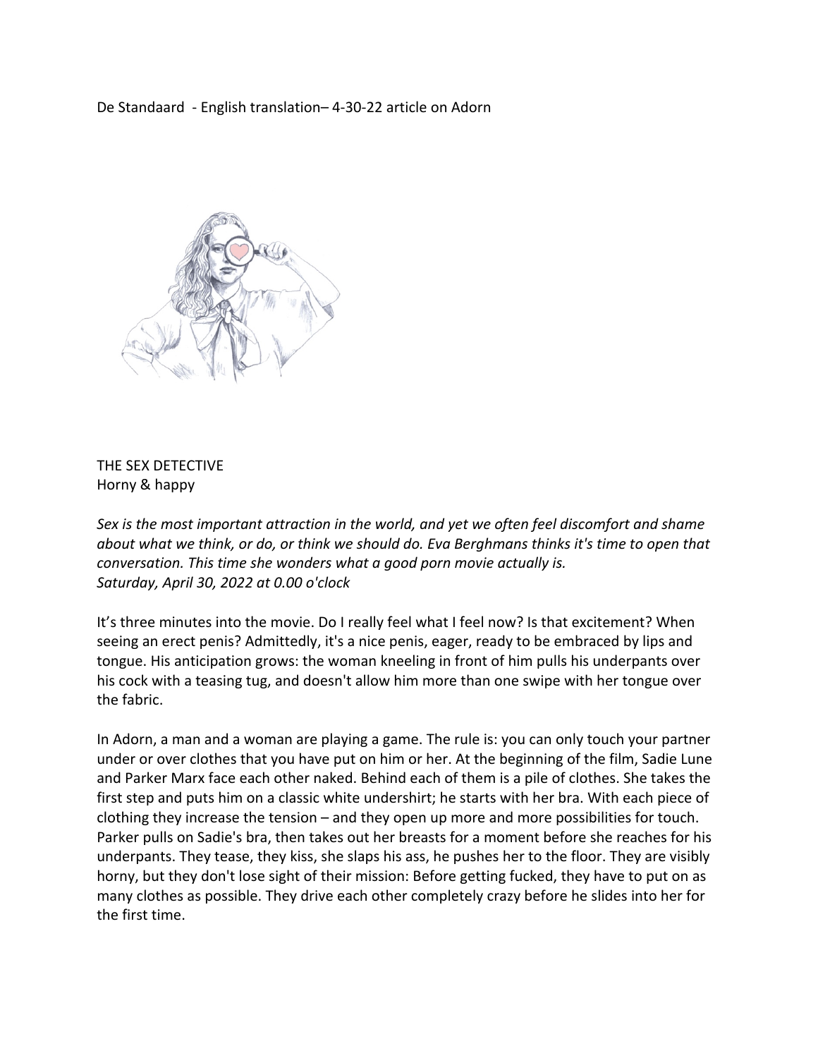De Standaard - English translation– 4-30-22 article on Adorn

# THE SEX DETECTIVE

## Horny & happy

*Sex is the most important attraction in the world, and yet we often feel discomfort and shame about what we think, or do, or think we should do. Eva Berghmans thinks it's time to open that conversation. This time she wonders what a good porn movie actually is.*
*Saturday, April 30, 2022 at 0.00 o'clock*

It's three minutes into the movie. Do I really feel what I feel now? Is that excitement? When seeing an erect penis? Admittedly, it's a nice penis, eager, ready to be embraced by lips and tongue. His anticipation grows: the woman kneeling in front of him pulls his underpants over his cock with a teasing tug, and doesn't allow him more than one swipe with her tongue over the fabric.

In Adorn, a man and a woman are playing a game. The rule is: you can only touch your partner under or over clothes that you have put on him or her. At the beginning of the film, Sadie Lune and Parker Marx face each other naked. Behind each of them is a pile of clothes. She takes the first step and puts him on a classic white undershirt; he starts with her bra. With each piece of clothing they increase the tension – and they open up more and more possibilities for touch. Parker pulls on Sadie's bra, then takes out her breasts for a moment before she reaches for his underpants. They tease, they kiss, she slaps his ass, he pushes her to the floor. They are visibly horny, but they don't lose sight of their mission: Before getting fucked, they have to put on as many clothes as possible. They drive each other completely crazy before he slides into her for the first time.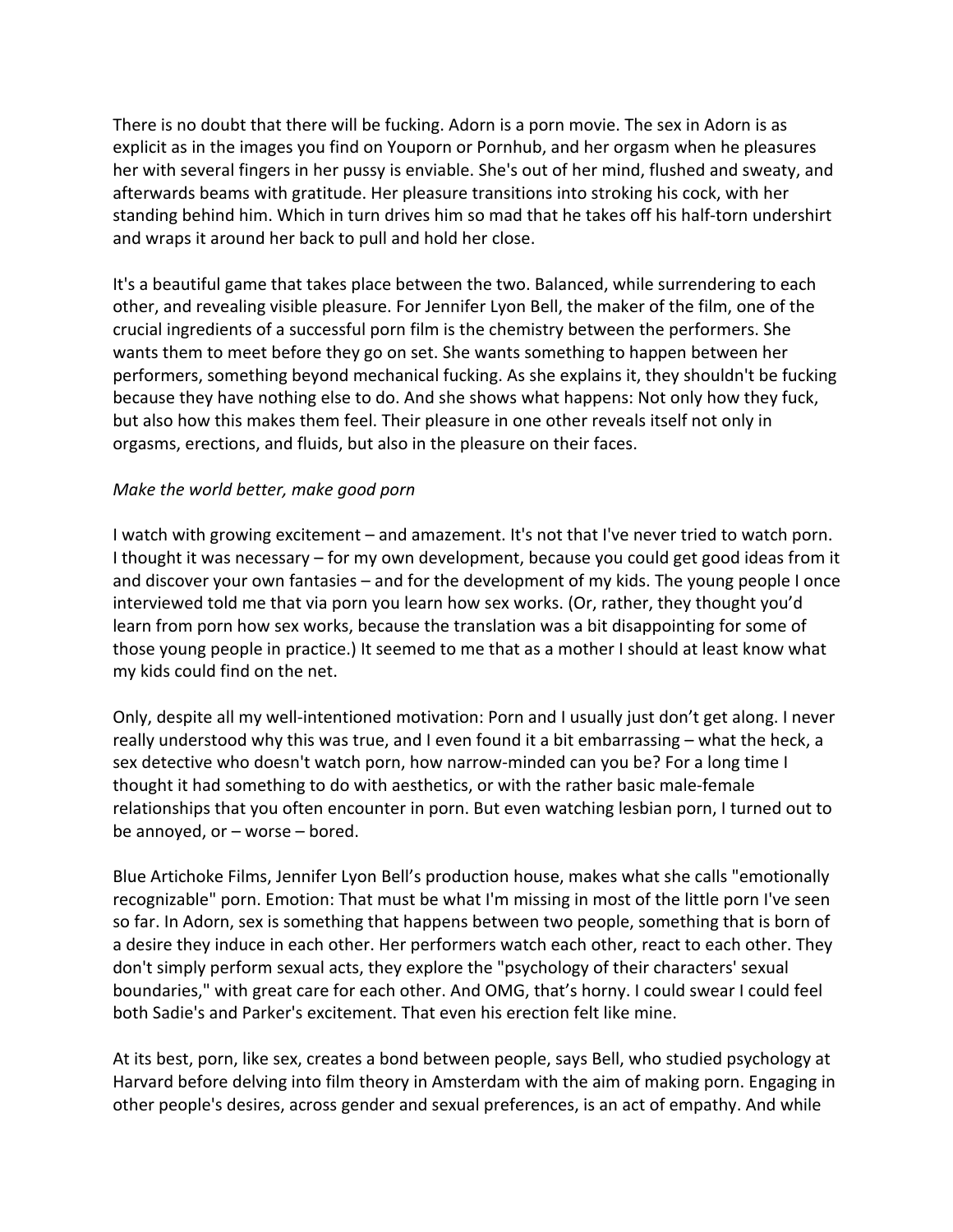There is no doubt that there will be fucking. Adorn is a porn movie. The sex in Adorn is as explicit as in the images you find on Youporn or Pornhub, and her orgasm when he pleasures her with several fingers in her pussy is enviable. She's out of her mind, flushed and sweaty, and afterwards beams with gratitude. Her pleasure transitions into stroking his cock, with her standing behind him. Which in turn drives him so mad that he takes off his half-torn undershirt and wraps it around her back to pull and hold her close.

It's a beautiful game that takes place between the two. Balanced, while surrendering to each other, and revealing visible pleasure. For Jennifer Lyon Bell, the maker of the film, one of the crucial ingredients of a successful porn film is the chemistry between the performers. She wants them to meet before they go on set. She wants something to happen between her performers, something beyond mechanical fucking. As she explains it, they shouldn't be fucking because they have nothing else to do. And she shows what happens: Not only how they fuck, but also how this makes them feel. Their pleasure in one other reveals itself not only in orgasms, erections, and fluids, but also in the pleasure on their faces.

*Make the world better, make good porn*

I watch with growing excitement – and amazement. It's not that I've never tried to watch porn. I thought it was necessary – for my own development, because you could get good ideas from it and discover your own fantasies – and for the development of my kids. The young people I once interviewed told me that via porn you learn how sex works. (Or, rather, they thought you'd learn from porn how sex works, because the translation was a bit disappointing for some of those young people in practice.) It seemed to me that as a mother I should at least know what my kids could find on the net.

Only, despite all my well-intentioned motivation: Porn and I usually just don't get along. I never really understood why this was true, and I even found it a bit embarrassing – what the heck, a sex detective who doesn't watch porn, how narrow-minded can you be? For a long time I thought it had something to do with aesthetics, or with the rather basic male-female relationships that you often encounter in porn. But even watching lesbian porn, I turned out to be annoyed, or – worse – bored.

Blue Artichoke Films, Jennifer Lyon Bell's production house, makes what she calls "emotionally recognizable" porn. Emotion: That must be what I'm missing in most of the little porn I've seen so far. In Adorn, sex is something that happens between two people, something that is born of a desire they induce in each other. Her performers watch each other, react to each other. They don't simply perform sexual acts, they explore the "psychology of their characters' sexual boundaries," with great care for each other. And OMG, that's horny. I could swear I could feel both Sadie's and Parker's excitement. That even his erection felt like mine.

At its best, porn, like sex, creates a bond between people, says Bell, who studied psychology at Harvard before delving into film theory in Amsterdam with the aim of making porn. Engaging in other people's desires, across gender and sexual preferences, is an act of empathy. And while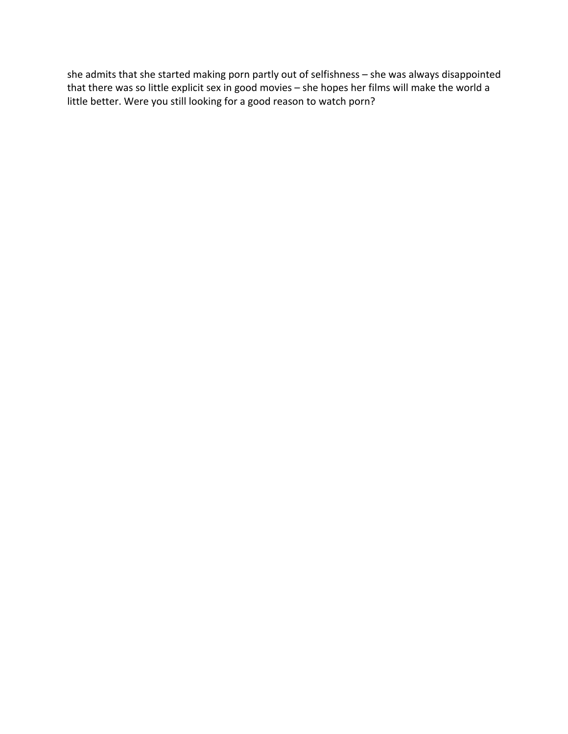she admits that she started making porn partly out of selfishness – she was always disappointed that there was so little explicit sex in good movies – she hopes her films will make the world a little better. Were you still looking for a good reason to watch porn?